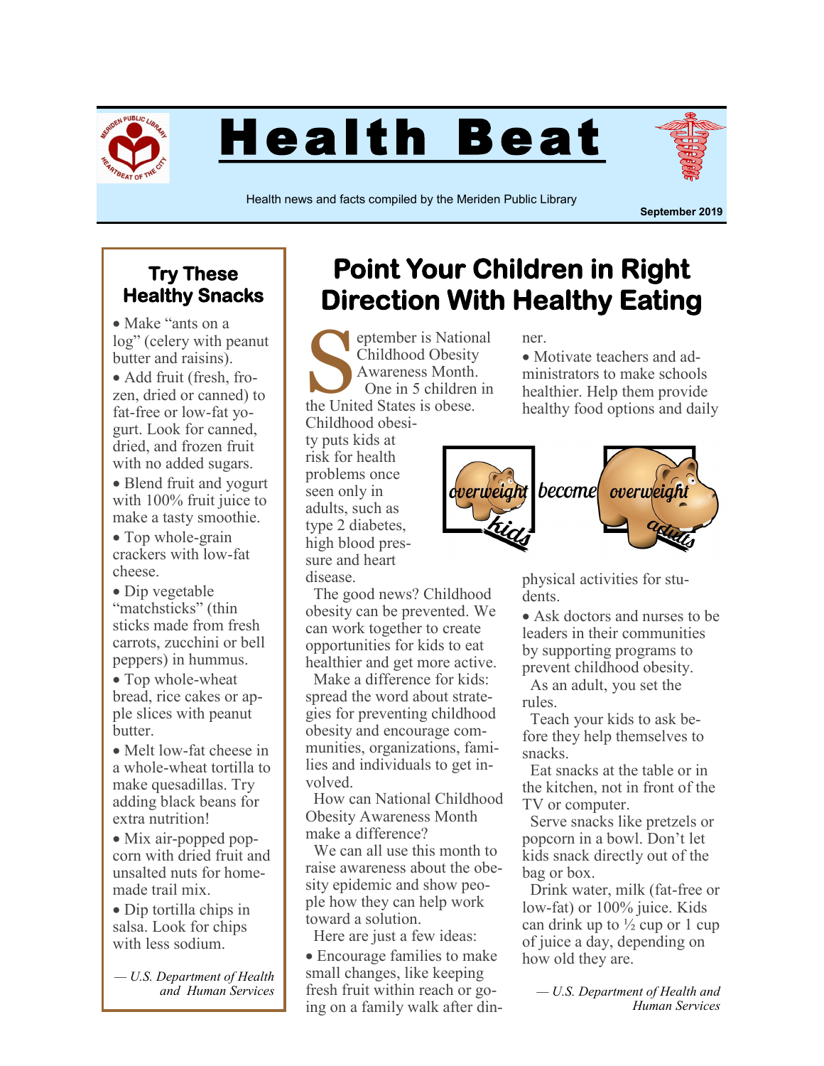# Health Beat

Health news and facts compiled by the Meriden Public Library

September 2019

## Point Your Children in Right Direction With Healthy Eating

September is National Childhood Obesity Awareness Month.

One in 5 children in the United States is obese. Childhood obesity puts kids at risk for health problems once seen only in adults, such as type 2 diabetes, high blood pressure and heart disease.

The good news? Childhood obesity can be prevented. We can work together to create opportunities for kids to eat healthier and get more active.

Make a difference for kids: spread the word about strategies for preventing childhood obesity and encourage communities, organizations, families and individuals to get involved.

How can National Childhood Obesity Awareness Month make a difference?

We can all use this month to raise awareness about the obesity epidemic and show people how they can help work toward a solution.

Here are just a few ideas:

- Encourage families to make small changes, like keeping fresh fruit within reach or going on a family walk after dinner.
- Motivate teachers and administrators to make schools healthier. Help them provide healthy food options and daily physical activities for students.
- Ask doctors and nurses to be leaders in their communities by supporting programs to prevent childhood obesity.

As an adult, you set the rules.

Teach your kids to ask before they help themselves to snacks.

Eat snacks at the table or in the kitchen, not in front of the TV or computer.

Serve snacks like pretzels or popcorn in a bowl. Don't let kids snack directly out of the bag or box.

Drink water, milk (fat-free or low-fat) or 100% juice. Kids can drink up to ½ cup or 1 cup of juice a day, depending on how old they are.

*— U.S. Department of Health and Human Services*

### Try These Healthy Snacks

- Make "ants on a log" (celery with peanut butter and raisins).
- Add fruit (fresh, frozen, dried or canned) to fat-free or low-fat yogurt. Look for canned, dried, and frozen fruit with no added sugars.
- Blend fruit and yogurt with 100% fruit juice to make a tasty smoothie.
- Top whole-grain crackers with low-fat cheese.
- Dip vegetable "matchsticks" (thin sticks made from fresh carrots, zucchini or bell peppers) in hummus.
- Top whole-wheat bread, rice cakes or apple slices with peanut butter.
- Melt low-fat cheese in a whole-wheat tortilla to make quesadillas. Try adding black beans for extra nutrition!
- Mix air-popped popcorn with dried fruit and unsalted nuts for homemade trail mix.
- Dip tortilla chips in salsa. Look for chips with less sodium.

*— U.S. Department of Health and Human Services*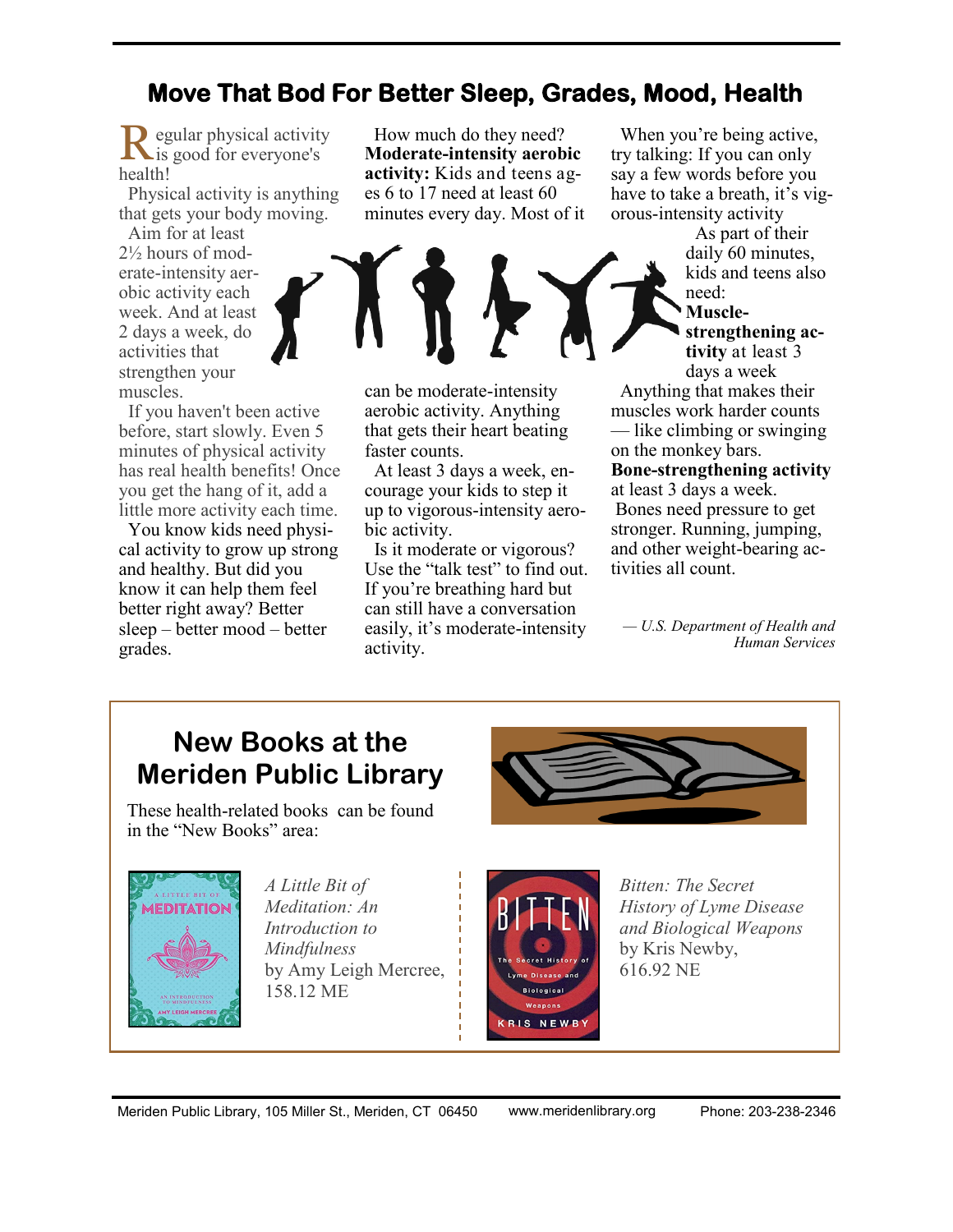## Move That Bod For Better Sleep, Grades, Mood, Health

Regular physical activity is good for everyone's health!

Physical activity is anything that gets your body moving.

Aim for at least 2½ hours of moderate-intensity aerobic activity each week. And at least 2 days a week, do activities that strengthen your muscles.

If you haven't been active before, start slowly. Even 5 minutes of physical activity has real health benefits! Once you get the hang of it, add a little more activity each time.

You know kids need physical activity to grow up strong and healthy. But did you know it can help them feel better right away? Better sleep – better mood – better grades.

How much do they need? **Moderate-intensity aerobic activity:** Kids and teens ages 6 to 17 need at least 60 minutes every day. Most of it can be moderate-intensity aerobic activity. Anything that gets their heart beating faster counts.

At least 3 days a week, encourage your kids to step it up to vigorous-intensity aerobic activity.

Is it moderate or vigorous? Use the "talk test" to find out. If you're breathing hard but can still have a conversation easily, it's moderate-intensity activity.

When you're being active, try talking: If you can only say a few words before you have to take a breath, it's vigorous-intensity activity

As part of their daily 60 minutes, kids and teens also need:

**Muscle-strengthening activity** at least 3 days a week

Anything that makes their muscles work harder counts — like climbing or swinging on the monkey bars.

**Bone-strengthening activity** at least 3 days a week.

Bones need pressure to get stronger. Running, jumping, and other weight-bearing activities all count.

*— U.S. Department of Health and Human Services*

## New Books at the Meriden Public Library

These health-related books can be found in the "New Books" area:

*A Little Bit of Meditation: An Introduction to Mindfulness* by Amy Leigh Mercree, 158.12 ME

*Bitten: The Secret History of Lyme Disease and Biological Weapons* by Kris Newby, 616.92 NE

Meriden Public Library, 105 Miller St., Meriden, CT 06450 www.meridenlibrary.org Phone: 203-238-2346